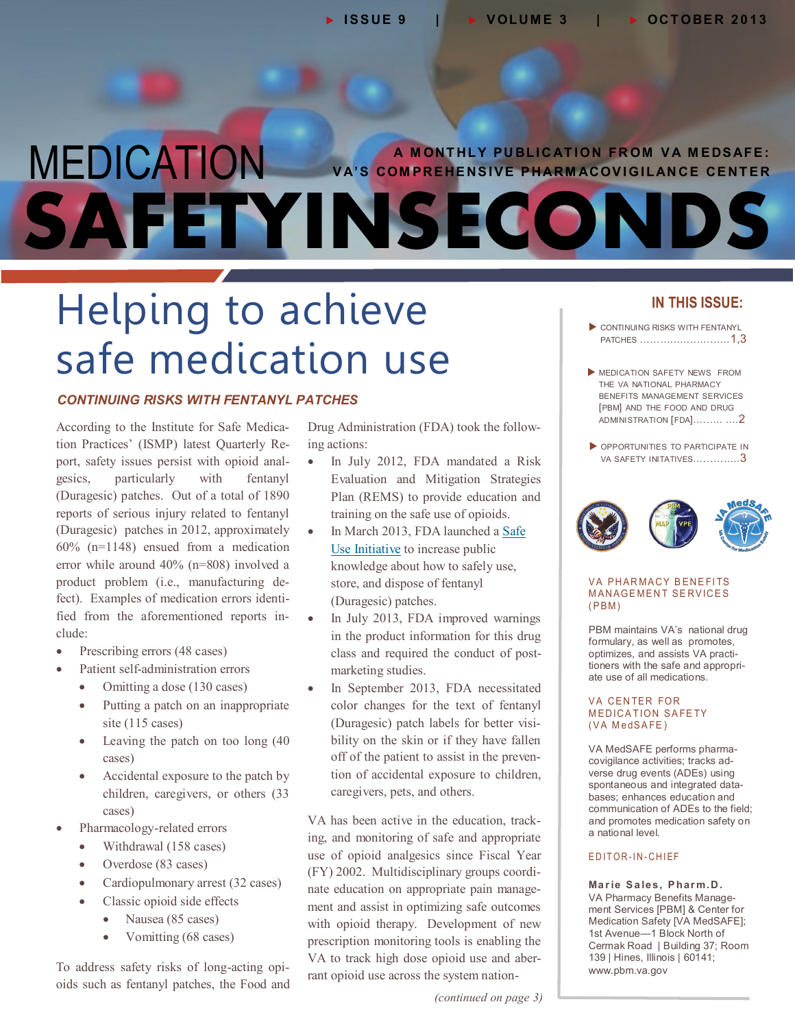ISSUE 9 | VOLUME 3 | OCTOBER 2013

# MEDICATION SAFETY IN SECONDS

A MONTHLY PUBLICATION FROM VA MEDSAFE: VA'S COMPREHENSIVE PHARMACOVIGILANCE CENTER

# Helping to achieve safe medication use

## *CONTINUING RISKS WITH FENTANYL PATCHES*

According to the Institute for Safe Medication Practices' (ISMP) latest Quarterly Report, safety issues persist with opioid analgesics, particularly with fentanyl (Duragesic) patches. Out of a total of 1890 reports of serious injury related to fentanyl (Duragesic) patches in 2012, approximately 60% (n=1148) ensued from a medication error while around 40% (n=808) involved a product problem (i.e., manufacturing defect). Examples of medication errors identified from the aforementioned reports include:

- Prescribing errors (48 cases)
- Patient self-administration errors
  - Omitting a dose (130 cases)
  - Putting a patch on an inappropriate site (115 cases)
  - Leaving the patch on too long (40 cases)
  - Accidental exposure to the patch by children, caregivers, or others (33 cases)
- Pharmacology-related errors
  - Withdrawal (158 cases)
  - Overdose (83 cases)
  - Cardiopulmonary arrest (32 cases)
  - Classic opioid side effects
    - Nausea (85 cases)
    - Vomitting (68 cases)

To address safety risks of long-acting opioids such as fentanyl patches, the Food and Drug Administration (FDA) took the following actions:

- In July 2012, FDA mandated a Risk Evaluation and Mitigation Strategies Plan (REMS) to provide education and training on the safe use of opioids.
- In March 2013, FDA launched a Safe Use Initiative to increase public knowledge about how to safely use, store, and dispose of fentanyl (Duragesic) patches.
- In July 2013, FDA improved warnings in the product information for this drug class and required the conduct of post-marketing studies.
- In September 2013, FDA necessitated color changes for the text of fentanyl (Duragesic) patch labels for better visibility on the skin or if they have fallen off of the patient to assist in the prevention of accidental exposure to children, caregivers, pets, and others.

VA has been active in the education, tracking, and monitoring of safe and appropriate use of opioid analgesics since Fiscal Year (FY) 2002. Multidisciplinary groups coordinate education on appropriate pain management and assist in optimizing safe outcomes with opioid therapy. Development of new prescription monitoring tools is enabling the VA to track high dose opioid use and aberrant opioid use across the system nation-

*(continued on page 3)*

## IN THIS ISSUE:

- CONTINUING RISKS WITH FENTANYL PATCHES ............................1,3
- MEDICATION SAFETY NEWS FROM THE VA NATIONAL PHARMACY BENEFITS MANAGEMENT SERVICES [PBM] AND THE FOOD AND DRUG ADMINISTRATION [FDA]......... ....2
- OPPORTUNITIES TO PARTICIPATE IN VA SAFETY INITATIVES..............3

### VA PHARMACY BENEFITS MANAGEMENT SERVICES (PBM)

PBM maintains VA's national drug formulary, as well as promotes, optimizes, and assists VA practitioners with the safe and appropriate use of all medications.

### VA CENTER FOR MEDICATION SAFETY (VA MedSAFE)

VA MedSAFE performs pharmacovigilance activities; tracks adverse drug events (ADEs) using spontaneous and integrated databases; enhances education and communication of ADEs to the field; and promotes medication safety on a national level.

### EDITOR-IN-CHIEF

**Marie Sales, Pharm.D.**
VA Pharmacy Benefits Management Services [PBM] & Center for Medication Safety [VA MedSAFE]; 1st Avenue—1 Block North of Cermak Road | Building 37; Room 139 | Hines, Illinois | 60141; www.pbm.va.gov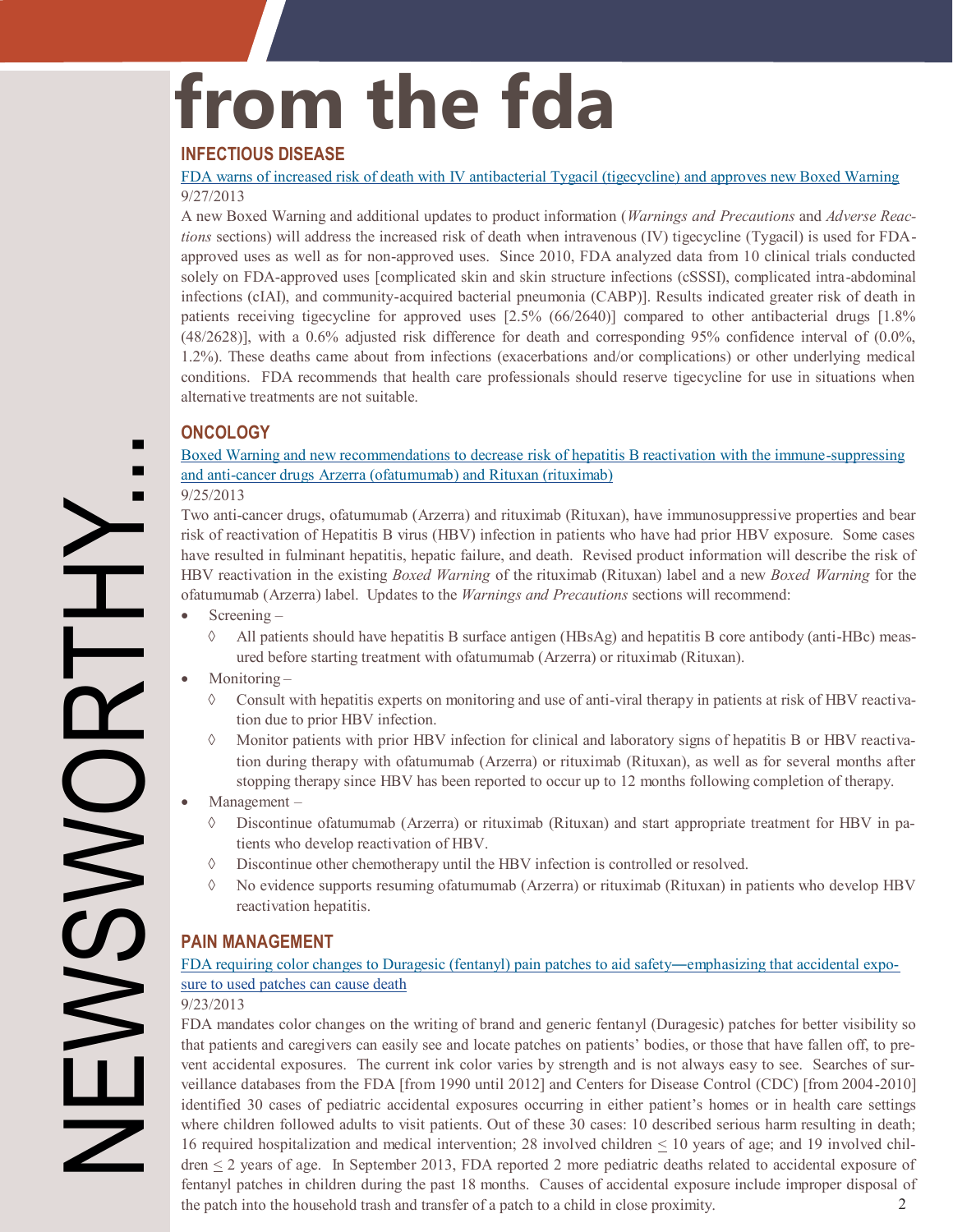# from the fda

NEWSWORTHY...

## INFECTIOUS DISEASE

FDA warns of increased risk of death with IV antibacterial Tygacil (tigecycline) and approves new Boxed Warning

9/27/2013

A new Boxed Warning and additional updates to product information (*Warnings and Precautions* and *Adverse Reactions* sections) will address the increased risk of death when intravenous (IV) tigecycline (Tygacil) is used for FDA-approved uses as well as for non-approved uses. Since 2010, FDA analyzed data from 10 clinical trials conducted solely on FDA-approved uses [complicated skin and skin structure infections (cSSSI), complicated intra-abdominal infections (cIAI), and community-acquired bacterial pneumonia (CABP)]. Results indicated greater risk of death in patients receiving tigecycline for approved uses [2.5% (66/2640)] compared to other antibacterial drugs [1.8% (48/2628)], with a 0.6% adjusted risk difference for death and corresponding 95% confidence interval of (0.0%, 1.2%). These deaths came about from infections (exacerbations and/or complications) or other underlying medical conditions. FDA recommends that health care professionals should reserve tigecycline for use in situations when alternative treatments are not suitable.

## ONCOLOGY

Boxed Warning and new recommendations to decrease risk of hepatitis B reactivation with the immune-suppressing and anti-cancer drugs Arzerra (ofatumumab) and Rituxan (rituximab)

9/25/2013

Two anti-cancer drugs, ofatumumab (Arzerra) and rituximab (Rituxan), have immunosuppressive properties and bear risk of reactivation of Hepatitis B virus (HBV) infection in patients who have had prior HBV exposure. Some cases have resulted in fulminant hepatitis, hepatic failure, and death. Revised product information will describe the risk of HBV reactivation in the existing *Boxed Warning* of the rituximab (Rituxan) label and a new *Boxed Warning* for the ofatumumab (Arzerra) label. Updates to the *Warnings and Precautions* sections will recommend:

- Screening –
  - All patients should have hepatitis B surface antigen (HBsAg) and hepatitis B core antibody (anti-HBc) measured before starting treatment with ofatumumab (Arzerra) or rituximab (Rituxan).
- Monitoring –
  - Consult with hepatitis experts on monitoring and use of anti-viral therapy in patients at risk of HBV reactivation due to prior HBV infection.
  - Monitor patients with prior HBV infection for clinical and laboratory signs of hepatitis B or HBV reactivation during therapy with ofatumumab (Arzerra) or rituximab (Rituxan), as well as for several months after stopping therapy since HBV has been reported to occur up to 12 months following completion of therapy.
- Management –
  - Discontinue ofatumumab (Arzerra) or rituximab (Rituxan) and start appropriate treatment for HBV in patients who develop reactivation of HBV.
  - Discontinue other chemotherapy until the HBV infection is controlled or resolved.
  - No evidence supports resuming ofatumumab (Arzerra) or rituximab (Rituxan) in patients who develop HBV reactivation hepatitis.

## PAIN MANAGEMENT

FDA requiring color changes to Duragesic (fentanyl) pain patches to aid safety—emphasizing that accidental exposure to used patches can cause death

9/23/2013

FDA mandates color changes on the writing of brand and generic fentanyl (Duragesic) patches for better visibility so that patients and caregivers can easily see and locate patches on patients' bodies, or those that have fallen off, to prevent accidental exposures. The current ink color varies by strength and is not always easy to see. Searches of surveillance databases from the FDA [from 1990 until 2012] and Centers for Disease Control (CDC) [from 2004-2010] identified 30 cases of pediatric accidental exposures occurring in either patient's homes or in health care settings where children followed adults to visit patients. Out of these 30 cases: 10 described serious harm resulting in death; 16 required hospitalization and medical intervention; 28 involved children $\leq$ 10 years of age; and 19 involved children $\leq$ 2 years of age. In September 2013, FDA reported 2 more pediatric deaths related to accidental exposure of fentanyl patches in children during the past 18 months. Causes of accidental exposure include improper disposal of the patch into the household trash and transfer of a patch to a child in close proximity.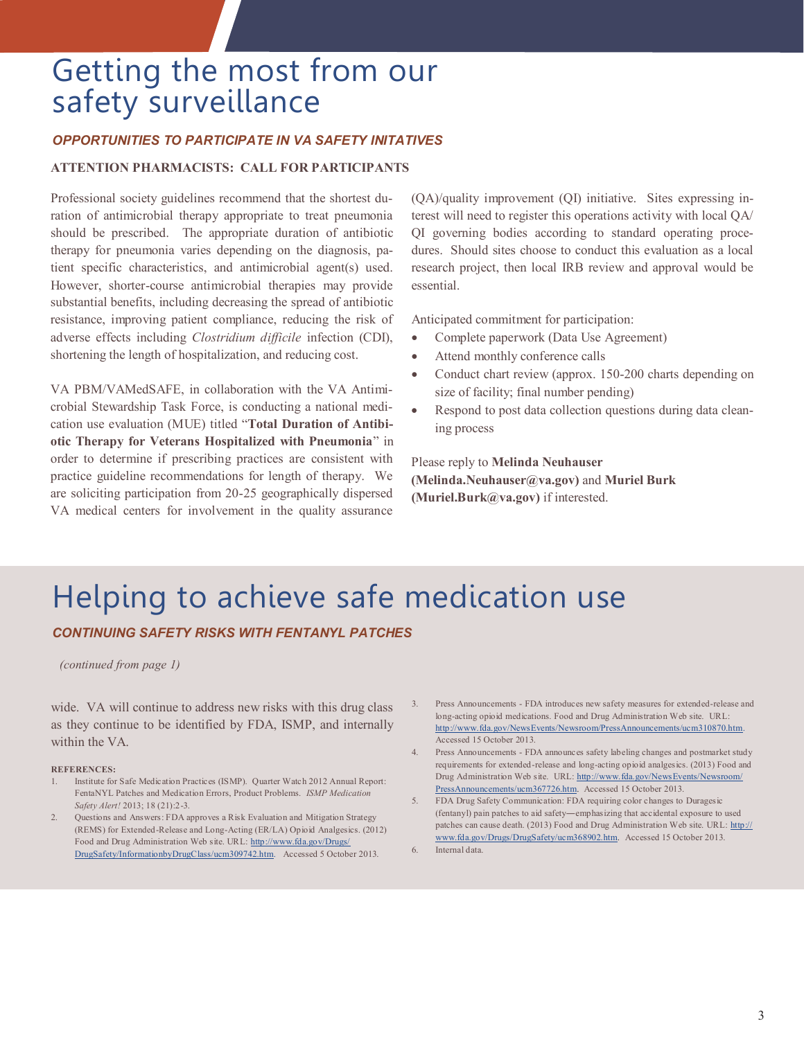# Getting the most from our safety surveillance

## *OPPORTUNITIES TO PARTICIPATE IN VA SAFETY INITATIVES*

### ATTENTION PHARMACISTS: CALL FOR PARTICIPANTS

Professional society guidelines recommend that the shortest duration of antimicrobial therapy appropriate to treat pneumonia should be prescribed. The appropriate duration of antibiotic therapy for pneumonia varies depending on the diagnosis, patient specific characteristics, and antimicrobial agent(s) used. However, shorter-course antimicrobial therapies may provide substantial benefits, including decreasing the spread of antibiotic resistance, improving patient compliance, reducing the risk of adverse effects including *Clostridium difficile* infection (CDI), shortening the length of hospitalization, and reducing cost.

VA PBM/VAMedSAFE, in collaboration with the VA Antimicrobial Stewardship Task Force, is conducting a national medication use evaluation (MUE) titled "**Total Duration of Antibiotic Therapy for Veterans Hospitalized with Pneumonia**" in order to determine if prescribing practices are consistent with practice guideline recommendations for length of therapy. We are soliciting participation from 20-25 geographically dispersed VA medical centers for involvement in the quality assurance (QA)/quality improvement (QI) initiative. Sites expressing interest will need to register this operations activity with local QA/QI governing bodies according to standard operating procedures. Should sites choose to conduct this evaluation as a local research project, then local IRB review and approval would be essential.

Anticipated commitment for participation:

- Complete paperwork (Data Use Agreement)
- Attend monthly conference calls
- Conduct chart review (approx. 150-200 charts depending on size of facility; final number pending)
- Respond to post data collection questions during data cleaning process

Please reply to **Melinda Neuhauser (Melinda.Neuhauser@va.gov)** and **Muriel Burk (Muriel.Burk@va.gov)** if interested.

# Helping to achieve safe medication use

## *CONTINUING SAFETY RISKS WITH FENTANYL PATCHES*

*(continued from page 1)*

wide. VA will continue to address new risks with this drug class as they continue to be identified by FDA, ISMP, and internally within the VA.

**REFERENCES:**

1. Institute for Safe Medication Practices (ISMP). Quarter Watch 2012 Annual Report: FentaNYL Patches and Medication Errors, Product Problems. *ISMP Medication Safety Alert!* 2013; 18 (21):2-3.
2. Questions and Answers: FDA approves a Risk Evaluation and Mitigation Strategy (REMS) for Extended-Release and Long-Acting (ER/LA) Opioid Analgesics. (2012) Food and Drug Administration Web site. URL: http://www.fda.gov/Drugs/DrugSafety/InformationbyDrugClass/ucm309742.htm. Accessed 5 October 2013.
3. Press Announcements - FDA introduces new safety measures for extended-release and long-acting opioid medications. Food and Drug Administration Web site. URL: http://www.fda.gov/NewsEvents/Newsroom/PressAnnouncements/ucm310870.htm. Accessed 15 October 2013.
4. Press Announcements - FDA announces safety labeling changes and postmarket study requirements for extended-release and long-acting opioid analgesics. (2013) Food and Drug Administration Web site. URL: http://www.fda.gov/NewsEvents/Newsroom/PressAnnouncements/ucm367726.htm. Accessed 15 October 2013.
5. FDA Drug Safety Communication: FDA requiring color changes to Duragesic (fentanyl) pain patches to aid safety—emphasizing that accidental exposure to used patches can cause death. (2013) Food and Drug Administration Web site. URL: http://www.fda.gov/Drugs/DrugSafety/ucm368902.htm. Accessed 15 October 2013.
6. Internal data.